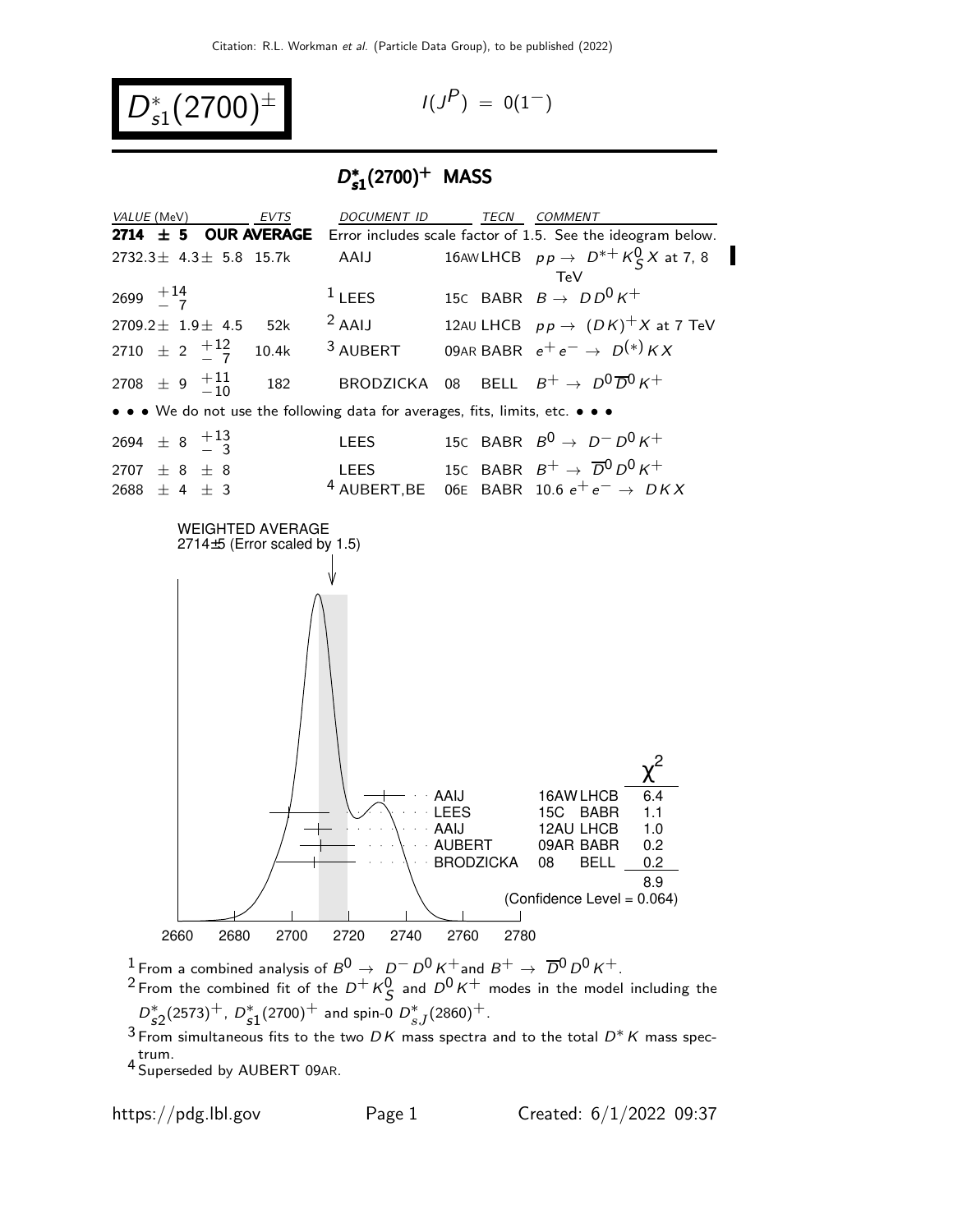# $D^*_{s1}(2700)^{\pm}$

$I(J^P) = 0(1^-)$

## $D^*_{s1}(2700)^+$ MASS

| VALUE (MeV) | EVTS | DOCUMENT ID | | TECN | COMMENT |
|---|---|---|---|---|---|
| **2714 ± 5 OUR AVERAGE** | | Error includes scale factor of 1.5. See the ideogram below. | | | |
| $2732.3 \pm 4.3 \pm 5.8$ | 15.7k | AAIJ | 16AW | LHCB | $pp \to D^{*+} K^0_S X$ at 7, 8 TeV |
| $2699\ ^{+14}_{-\ 7}$ | | LEES [1] | 15C | BABR | $B \to D D^0 K^+$ |
| $2709.2 \pm 1.9 \pm 4.5$ | 52k | AAIJ [2] | 12AU | LHCB | $pp \to (DK)^+ X$ at 7 TeV |
| $2710 \pm 2\ ^{+12}_{-\ 7}$ | 10.4k | AUBERT [3] | 09AR | BABR | $e^+ e^- \to D^{(*)} K X$ |
| $2708 \pm 9\ ^{+11}_{-10}$ | 182 | BRODZICKA | 08 | BELL | $B^+ \to D^0 \overline{D}{}^0 K^+$ |
| • • • We do not use the following data for averages, fits, limits, etc. • • • | | | | | |
| $2694 \pm 8\ ^{+13}_{-\ 3}$ | | LEES | 15C | BABR | $B^0 \to D^- D^0 K^+$ |
| $2707 \pm 8 \pm 8$ | | LEES | 15C | BABR | $B^+ \to \overline{D}{}^0 D^0 K^+$ |
| $2688 \pm 4 \pm 3$ | | AUBERT,BE [4] | 06E | BABR | $10.6\ e^+ e^- \to DKX$ |

WEIGHTED AVERAGE
2714±5 (Error scaled by 1.5)

| | | | $\chi^2$ |
|---|---|---|---|
| AAIJ | 16AW | LHCB | 6.4 |
| LEES | 15C | BABR | 1.1 |
| AAIJ | 12AU | LHCB | 1.0 |
| AUBERT | 09AR | BABR | 0.2 |
| BRODZICKA | 08 | BELL | 0.2 |
| | | | 8.9 |

(Confidence Level = 0.064)

[1] From a combined analysis of $B^0 \to D^- D^0 K^+$ and $B^+ \to \overline{D}{}^0 D^0 K^+$.

[2] From the combined fit of the $D^+ K^0_S$ and $D^0 K^+$ modes in the model including the $D^*_{s2}(2573)^+$, $D^*_{s1}(2700)^+$ and spin-0 $D^*_{s,J}(2860)^+$.

[3] From simultaneous fits to the two $DK$ mass spectra and to the total $D^* K$ mass spectrum.

[4] Superseded by AUBERT 09AR.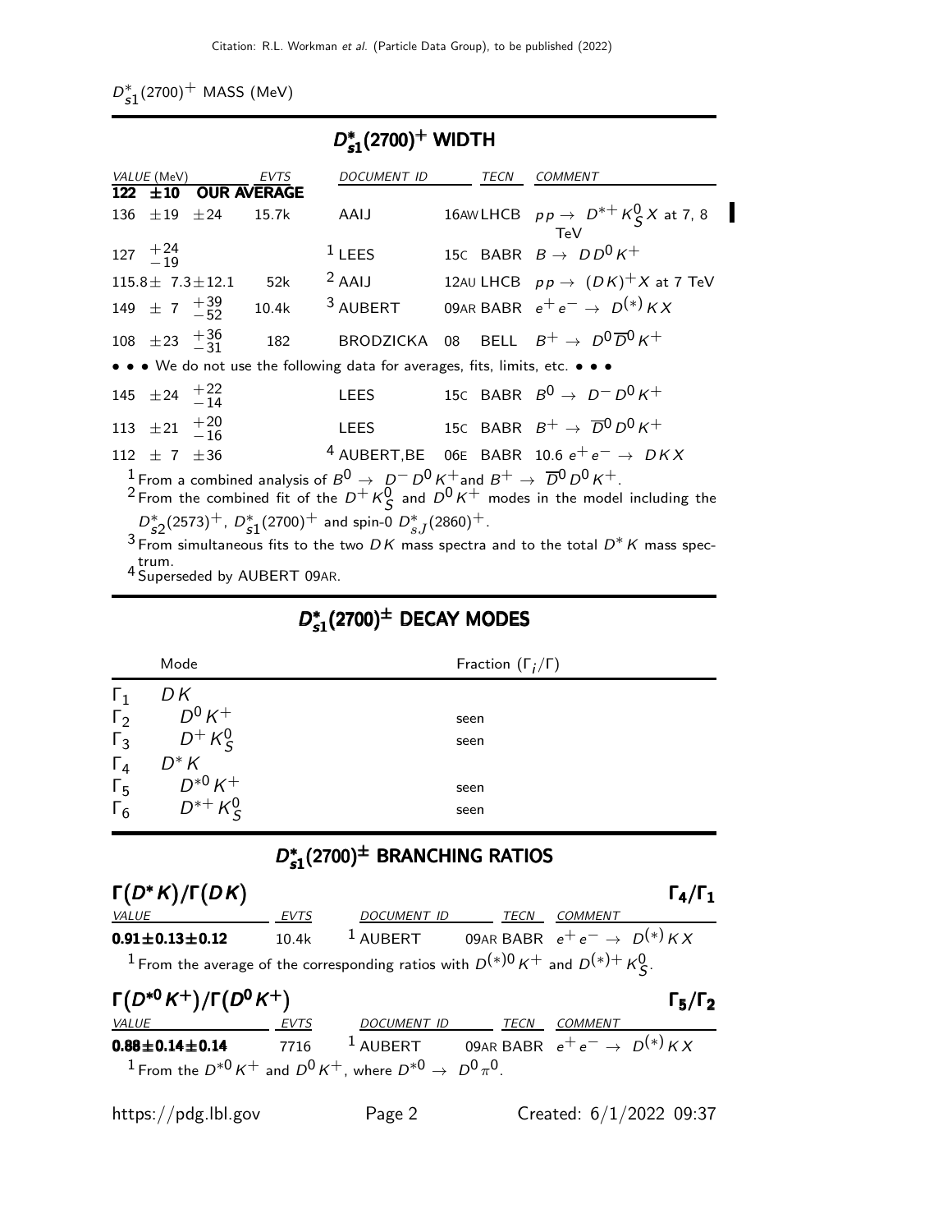$D_{s1}^*(2700)^+$ MASS (MeV)

## $D_{s1}^*(2700)^+$ WIDTH

| VALUE (MeV) | EVTS | DOCUMENT ID | | TECN | COMMENT |
|---|---|---|---|---|---|
| **122 ± 10 OUR AVERAGE** | | | | | |
| 136 ± 19 ± 24 | 15.7k | AAIJ | 16AW | LHCB | $pp \to D^{*+} K_S^0 X$ at 7, 8 TeV |
| $127\ ^{+24}_{-19}$ | | [1] LEES | 15C | BABR | $B \to D D^0 K^+$ |
| 115.8 ± 7.3 ± 12.1 | 52k | [2] AAIJ | 12AU | LHCB | $pp \to (DK)^+ X$ at 7 TeV |
| $149 \pm 7\ ^{+39}_{-52}$ | 10.4k | [3] AUBERT | 09AR | BABR | $e^+e^- \to D^{(*)} K X$ |
| $108 \pm 23\ ^{+36}_{-31}$ | 182 | BRODZICKA | 08 | BELL | $B^+ \to D^0 \overline{D}{}^0 K^+$ |

• • • We do not use the following data for averages, fits, limits, etc. • • •

| VALUE (MeV) | EVTS | DOCUMENT ID | | TECN | COMMENT |
|---|---|---|---|---|---|
| $145 \pm 24\ ^{+22}_{-14}$ | | LEES | 15C | BABR | $B^0 \to D^- D^0 K^+$ |
| $113 \pm 21\ ^{+20}_{-16}$ | | LEES | 15C | BABR | $B^+ \to \overline{D}{}^0 D^0 K^+$ |
| 112 ± 7 ± 36 | | [4] AUBERT,BE | 06E | BABR | 10.6 $e^+e^- \to DKX$ |

[1] From a combined analysis of $B^0 \to D^- D^0 K^+$ and $B^+ \to \overline{D}{}^0 D^0 K^+$.

[2] From the combined fit of the $D^+ K_S^0$ and $D^0 K^+$ modes in the model including the $D_{s2}^*(2573)^+$, $D_{s1}^*(2700)^+$ and spin-0 $D_{s,J}^*(2860)^+$.

[3] From simultaneous fits to the two $DK$ mass spectra and to the total $D^* K$ mass spectrum.

[4] Superseded by AUBERT 09AR.

## $D_{s1}^*(2700)^\pm$ DECAY MODES

| | Mode | Fraction ($\Gamma_i/\Gamma$) |
|---|---|---|
| $\Gamma_1$ | $DK$ | |
| $\Gamma_2$ | $D^0 K^+$ | seen |
| $\Gamma_3$ | $D^+ K_S^0$ | seen |
| $\Gamma_4$ | $D^* K$ | |
| $\Gamma_5$ | $D^{*0} K^+$ | seen |
| $\Gamma_6$ | $D^{*+} K_S^0$ | seen |

## $D_{s1}^*(2700)^\pm$ BRANCHING RATIOS

### $\Gamma(D^* K)/\Gamma(DK)$ — $\Gamma_4/\Gamma_1$

| VALUE | EVTS | DOCUMENT ID | | TECN | COMMENT |
|---|---|---|---|---|---|
| **0.91 ± 0.13 ± 0.12** | 10.4k | [1] AUBERT | 09AR | BABR | $e^+e^- \to D^{(*)} K X$ |

[1] From the average of the corresponding ratios with $D^{(*)0} K^+$ and $D^{(*)+} K_S^0$.

### $\Gamma(D^{*0} K^+)/\Gamma(D^0 K^+)$ — $\Gamma_5/\Gamma_2$

| VALUE | EVTS | DOCUMENT ID | | TECN | COMMENT |
|---|---|---|---|---|---|
| **0.88 ± 0.14 ± 0.14** | 7716 | [1] AUBERT | 09AR | BABR | $e^+e^- \to D^{(*)} K X$ |

[1] From the $D^{*0} K^+$ and $D^0 K^+$, where $D^{*0} \to D^0 \pi^0$.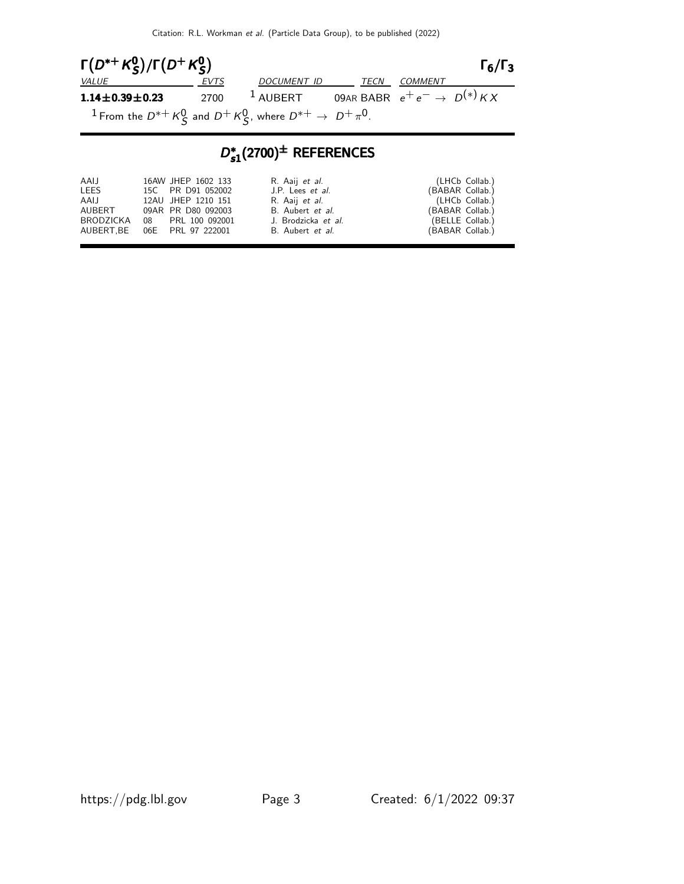### $\Gamma(D^{*+}K^0_S)/\Gamma(D^+K^0_S)$ $\Gamma_6/\Gamma_3$

| VALUE | EVTS | DOCUMENT ID | TECN | COMMENT |
|---|---|---|---|---|
| **1.14±0.39±0.23** | 2700 | [1] AUBERT | 09AR BABR | $e^+e^- \rightarrow D^{(*)}KX$ |

[1] From the $D^{*+}K^0_S$ and $D^+K^0_S$, where $D^{*+} \rightarrow D^+\pi^0$.

## $D^*_{s1}(2700)^{\pm}$ REFERENCES

| | | | | |
|---|---|---|---|---|
| AAIJ | 16AW | JHEP 1602 133 | R. Aaij *et al.* | (LHCb Collab.) |
| LEES | 15C | PR D91 052002 | J.P. Lees *et al.* | (BABAR Collab.) |
| AAIJ | 12AU | JHEP 1210 151 | R. Aaij *et al.* | (LHCb Collab.) |
| AUBERT | 09AR | PR D80 092003 | B. Aubert *et al.* | (BABAR Collab.) |
| BRODZICKA | 08 | PRL 100 092001 | J. Brodzicka *et al.* | (BELLE Collab.) |
| AUBERT,BE | 06E | PRL 97 222001 | B. Aubert *et al.* | (BABAR Collab.) |